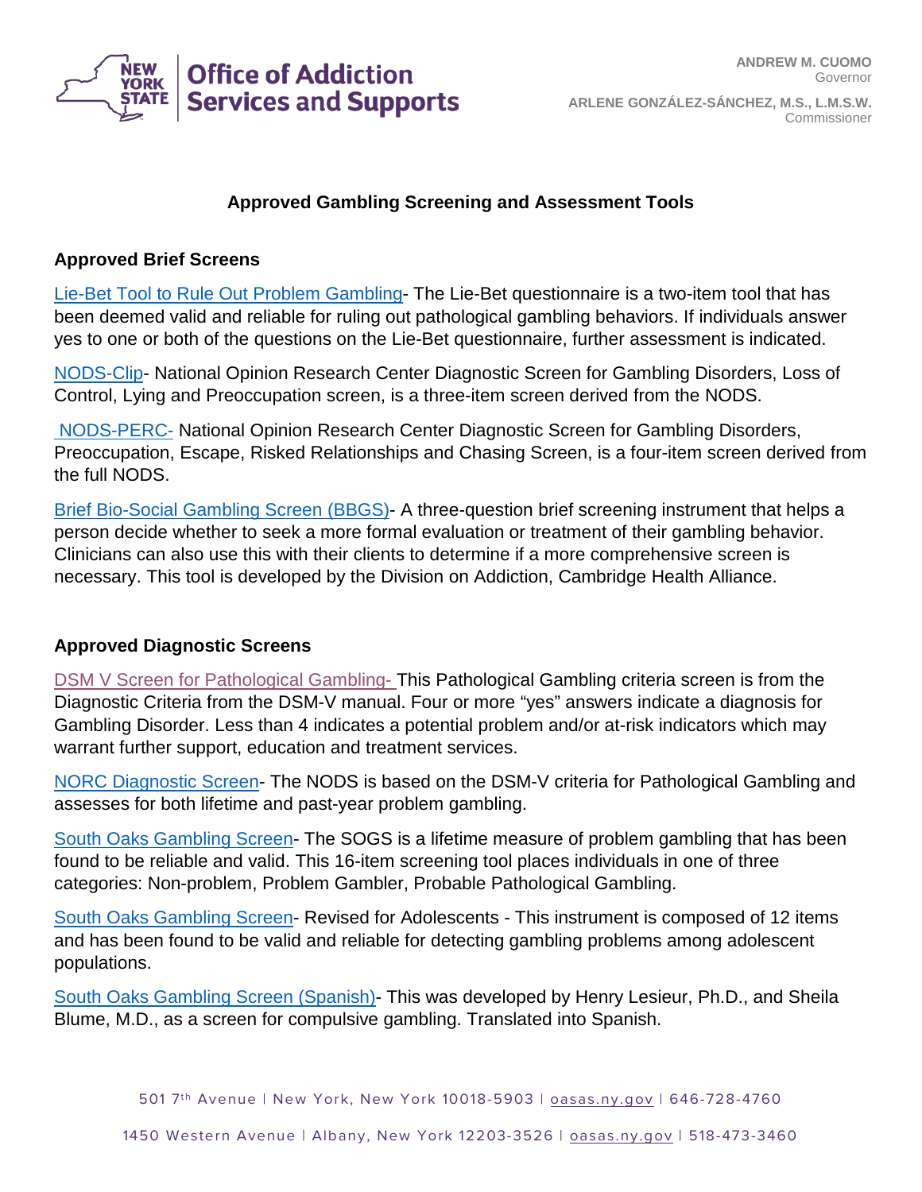**Office of Addiction Services and Supports**

ANDREW M. CUOMO
Governor

ARLENE GONZÁLEZ-SÁNCHEZ, M.S., L.M.S.W.
Commissioner

## Approved Gambling Screening and Assessment Tools

### Approved Brief Screens

Lie-Bet Tool to Rule Out Problem Gambling- The Lie-Bet questionnaire is a two-item tool that has been deemed valid and reliable for ruling out pathological gambling behaviors. If individuals answer yes to one or both of the questions on the Lie-Bet questionnaire, further assessment is indicated.

NODS-Clip- National Opinion Research Center Diagnostic Screen for Gambling Disorders, Loss of Control, Lying and Preoccupation screen, is a three-item screen derived from the NODS.

NODS-PERC- National Opinion Research Center Diagnostic Screen for Gambling Disorders, Preoccupation, Escape, Risked Relationships and Chasing Screen, is a four-item screen derived from the full NODS.

Brief Bio-Social Gambling Screen (BBGS)- A three-question brief screening instrument that helps a person decide whether to seek a more formal evaluation or treatment of their gambling behavior. Clinicians can also use this with their clients to determine if a more comprehensive screen is necessary. This tool is developed by the Division on Addiction, Cambridge Health Alliance.

### Approved Diagnostic Screens

DSM V Screen for Pathological Gambling- This Pathological Gambling criteria screen is from the Diagnostic Criteria from the DSM-V manual. Four or more "yes" answers indicate a diagnosis for Gambling Disorder. Less than 4 indicates a potential problem and/or at-risk indicators which may warrant further support, education and treatment services.

NORC Diagnostic Screen- The NODS is based on the DSM-V criteria for Pathological Gambling and assesses for both lifetime and past-year problem gambling.

South Oaks Gambling Screen- The SOGS is a lifetime measure of problem gambling that has been found to be reliable and valid. This 16-item screening tool places individuals in one of three categories: Non-problem, Problem Gambler, Probable Pathological Gambling.

South Oaks Gambling Screen- Revised for Adolescents - This instrument is composed of 12 items and has been found to be valid and reliable for detecting gambling problems among adolescent populations.

South Oaks Gambling Screen (Spanish)- This was developed by Henry Lesieur, Ph.D., and Sheila Blume, M.D., as a screen for compulsive gambling. Translated into Spanish.

501 7th Avenue | New York, New York 10018-5903 | oasas.ny.gov | 646-728-4760

1450 Western Avenue | Albany, New York 12203-3526 | oasas.ny.gov | 518-473-3460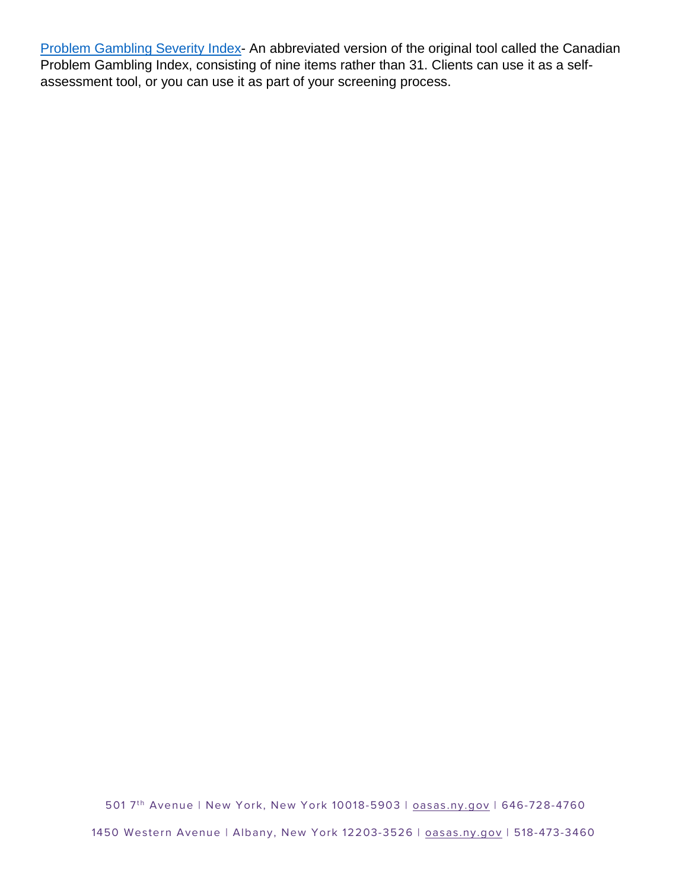Problem Gambling Severity Index- An abbreviated version of the original tool called the Canadian Problem Gambling Index, consisting of nine items rather than 31. Clients can use it as a self-assessment tool, or you can use it as part of your screening process.